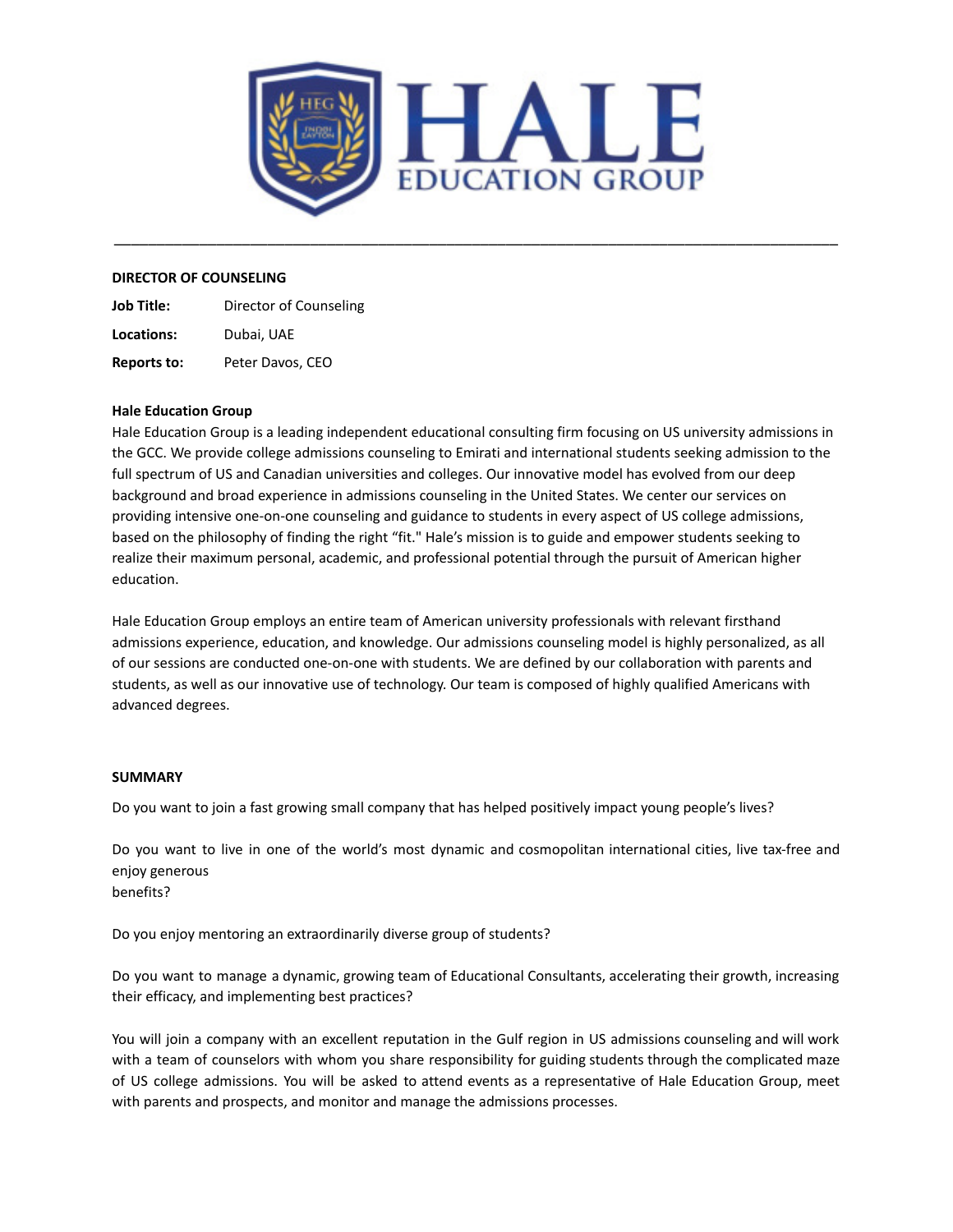# HALE EDUCATION GROUP

---

**DIRECTOR OF COUNSELING**

| | |
|---|---|
| **Job Title:** | Director of Counseling |
| **Locations:** | Dubai, UAE |
| **Reports to:** | Peter Davos, CEO |

**Hale Education Group**

Hale Education Group is a leading independent educational consulting firm focusing on US university admissions in the GCC. We provide college admissions counseling to Emirati and international students seeking admission to the full spectrum of US and Canadian universities and colleges. Our innovative model has evolved from our deep background and broad experience in admissions counseling in the United States. We center our services on providing intensive one-on-one counseling and guidance to students in every aspect of US college admissions, based on the philosophy of finding the right "fit." Hale's mission is to guide and empower students seeking to realize their maximum personal, academic, and professional potential through the pursuit of American higher education.

Hale Education Group employs an entire team of American university professionals with relevant firsthand admissions experience, education, and knowledge. Our admissions counseling model is highly personalized, as all of our sessions are conducted one-on-one with students. We are defined by our collaboration with parents and students, as well as our innovative use of technology. Our team is composed of highly qualified Americans with advanced degrees.

**SUMMARY**

Do you want to join a fast growing small company that has helped positively impact young people's lives?

Do you want to live in one of the world's most dynamic and cosmopolitan international cities, live tax-free and enjoy generous benefits?

Do you enjoy mentoring an extraordinarily diverse group of students?

Do you want to manage a dynamic, growing team of Educational Consultants, accelerating their growth, increasing their efficacy, and implementing best practices?

You will join a company with an excellent reputation in the Gulf region in US admissions counseling and will work with a team of counselors with whom you share responsibility for guiding students through the complicated maze of US college admissions. You will be asked to attend events as a representative of Hale Education Group, meet with parents and prospects, and monitor and manage the admissions processes.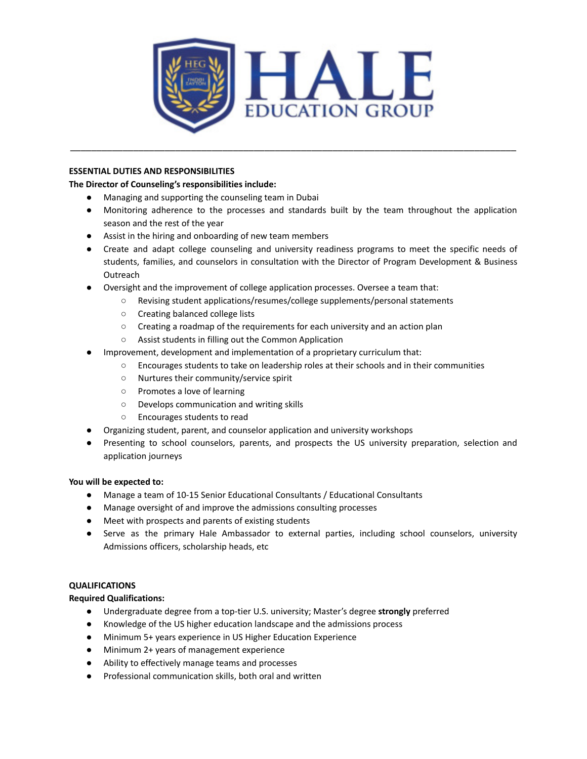## ESSENTIAL DUTIES AND RESPONSIBILITIES

**The Director of Counseling's responsibilities include:**

- Managing and supporting the counseling team in Dubai
- Monitoring adherence to the processes and standards built by the team throughout the application season and the rest of the year
- Assist in the hiring and onboarding of new team members
- Create and adapt college counseling and university readiness programs to meet the specific needs of students, families, and counselors in consultation with the Director of Program Development & Business Outreach
- Oversight and the improvement of college application processes. Oversee a team that:
  - Revising student applications/resumes/college supplements/personal statements
  - Creating balanced college lists
  - Creating a roadmap of the requirements for each university and an action plan
  - Assist students in filling out the Common Application
- Improvement, development and implementation of a proprietary curriculum that:
  - Encourages students to take on leadership roles at their schools and in their communities
  - Nurtures their community/service spirit
  - Promotes a love of learning
  - Develops communication and writing skills
  - Encourages students to read
- Organizing student, parent, and counselor application and university workshops
- Presenting to school counselors, parents, and prospects the US university preparation, selection and application journeys

**You will be expected to:**

- Manage a team of 10-15 Senior Educational Consultants / Educational Consultants
- Manage oversight of and improve the admissions consulting processes
- Meet with prospects and parents of existing students
- Serve as the primary Hale Ambassador to external parties, including school counselors, university Admissions officers, scholarship heads, etc

## QUALIFICATIONS

**Required Qualifications:**

- Undergraduate degree from a top-tier U.S. university; Master's degree **strongly** preferred
- Knowledge of the US higher education landscape and the admissions process
- Minimum 5+ years experience in US Higher Education Experience
- Minimum 2+ years of management experience
- Ability to effectively manage teams and processes
- Professional communication skills, both oral and written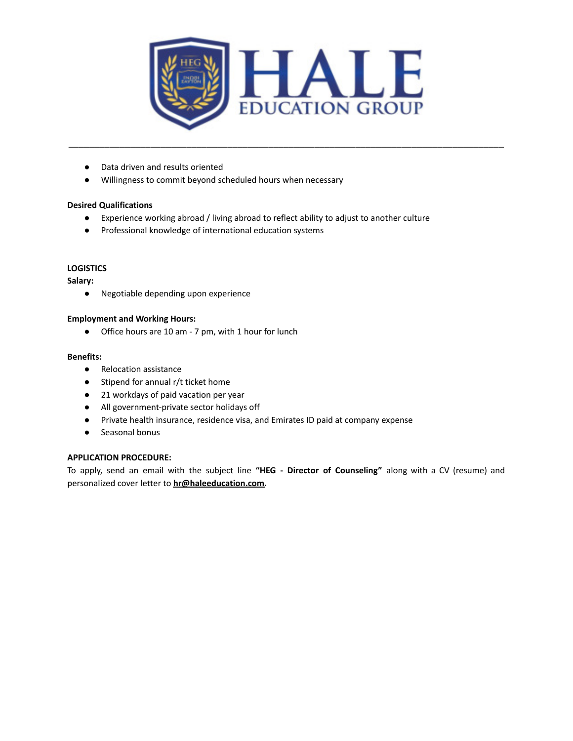- Data driven and results oriented
- Willingness to commit beyond scheduled hours when necessary

**Desired Qualifications**

- Experience working abroad / living abroad to reflect ability to adjust to another culture
- Professional knowledge of international education systems

**LOGISTICS**

**Salary:**

- Negotiable depending upon experience

**Employment and Working Hours:**

- Office hours are 10 am - 7 pm, with 1 hour for lunch

**Benefits:**

- Relocation assistance
- Stipend for annual r/t ticket home
- 21 workdays of paid vacation per year
- All government-private sector holidays off
- Private health insurance, residence visa, and Emirates ID paid at company expense
- Seasonal bonus

**APPLICATION PROCEDURE:**

To apply, send an email with the subject line **"HEG - Director of Counseling"** along with a CV (resume) and personalized cover letter to **hr@haleeducation.com.**